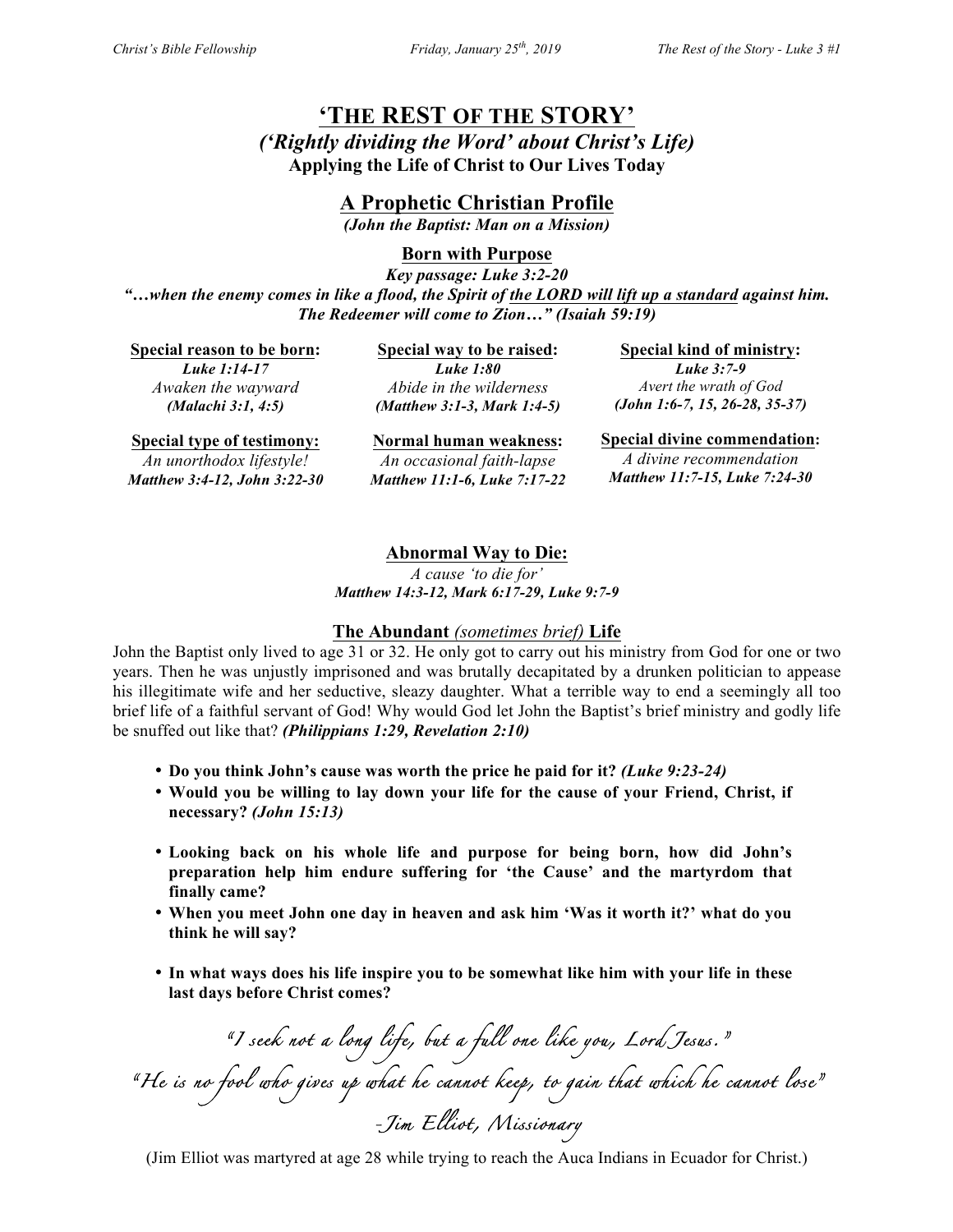# 'THE REST OF THE STORY'

***('Rightly dividing the Word' about Christ's Life)***

**Applying the Life of Christ to Our Lives Today**

## A Prophetic Christian Profile

***(John the Baptist: Man on a Mission)***

### Born with Purpose

***Key passage: Luke 3:2-20***

***"…when the enemy comes in like a flood, the Spirit of the LORD will lift up a standard against him. The Redeemer will come to Zion…" (Isaiah 59:19)***

**Special reason to be born:**
***Luke 1:14-17***
*Awaken the wayward*
***(Malachi 3:1, 4:5)***

**Special way to be raised:**
***Luke 1:80***
*Abide in the wilderness*
***(Matthew 3:1-3, Mark 1:4-5)***

**Special kind of ministry:**
***Luke 3:7-9***
*Avert the wrath of God*
***(John 1:6-7, 15, 26-28, 35-37)***

**Special type of testimony:**
*An unorthodox lifestyle!*
***Matthew 3:4-12, John 3:22-30***

**Normal human weakness:**
*An occasional faith-lapse*
***Matthew 11:1-6, Luke 7:17-22***

**Special divine commendation:**
*A divine recommendation*
***Matthew 11:7-15, Luke 7:24-30***

**Abnormal Way to Die:**
*A cause 'to die for'*
***Matthew 14:3-12, Mark 6:17-29, Luke 9:7-9***

### The Abundant *(sometimes brief)* Life

John the Baptist only lived to age 31 or 32. He only got to carry out his ministry from God for one or two years. Then he was unjustly imprisoned and was brutally decapitated by a drunken politician to appease his illegitimate wife and her seductive, sleazy daughter. What a terrible way to end a seemingly all too brief life of a faithful servant of God! Why would God let John the Baptist's brief ministry and godly life be snuffed out like that? ***(Philippians 1:29, Revelation 2:10)***

- **Do you think John's cause was worth the price he paid for it? *(Luke 9:23-24)***
- **Would you be willing to lay down your life for the cause of your Friend, Christ, if necessary? *(John 15:13)***
- **Looking back on his whole life and purpose for being born, how did John's preparation help him endure suffering for 'the Cause' and the martyrdom that finally came?**
- **When you meet John one day in heaven and ask him 'Was it worth it?' what do you think he will say?**
- **In what ways does his life inspire you to be somewhat like him with your life in these last days before Christ comes?**

*"I seek not a long life, but a full one like you, Lord Jesus."*

*"He is no fool who gives up what he cannot keep, to gain that which he cannot lose"*

*-Jim Elliot, Missionary*

(Jim Elliot was martyred at age 28 while trying to reach the Auca Indians in Ecuador for Christ.)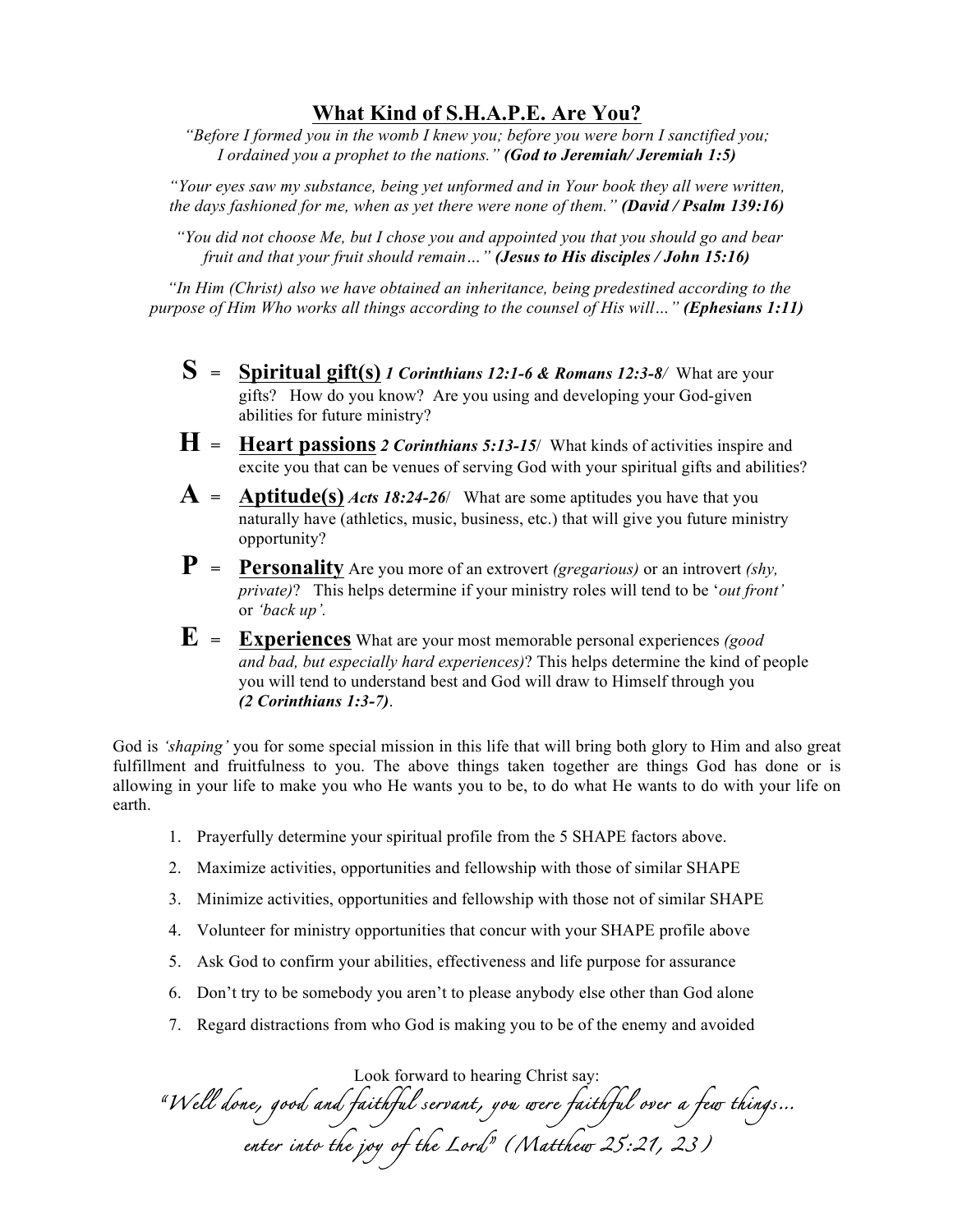# What Kind of S.H.A.P.E. Are You?

*"Before I formed you in the womb I knew you; before you were born I sanctified you; I ordained you a prophet to the nations."* ***(God to Jeremiah/ Jeremiah 1:5)***

*"Your eyes saw my substance, being yet unformed and in Your book they all were written, the days fashioned for me, when as yet there were none of them."* ***(David / Psalm 139:16)***

*"You did not choose Me, but I chose you and appointed you that you should go and bear fruit and that your fruit should remain…"* ***(Jesus to His disciples / John 15:16)***

*"In Him (Christ) also we have obtained an inheritance, being predestined according to the purpose of Him Who works all things according to the counsel of His will…"* ***(Ephesians 1:11)***

**S** = **Spiritual gift(s)** ***1 Corinthians 12:1-6 & Romans 12:3-8***/ What are your gifts? How do you know? Are you using and developing your God-given abilities for future ministry?

**H** = **Heart passions** ***2 Corinthians 5:13-15***/ What kinds of activities inspire and excite you that can be venues of serving God with your spiritual gifts and abilities?

**A** = **Aptitude(s)** ***Acts 18:24-26***/ What are some aptitudes you have that you naturally have (athletics, music, business, etc.) that will give you future ministry opportunity?

**P** = **Personality** Are you more of an extrovert *(gregarious)* or an introvert *(shy, private)*? This helps determine if your ministry roles will tend to be '*out front'* or *'back up'*.

**E** = **Experiences** What are your most memorable personal experiences *(good and bad, but especially hard experiences)*? This helps determine the kind of people you will tend to understand best and God will draw to Himself through you ***(2 Corinthians 1:3-7)***.

God is *'shaping'* you for some special mission in this life that will bring both glory to Him and also great fulfillment and fruitfulness to you. The above things taken together are things God has done or is allowing in your life to make you who He wants you to be, to do what He wants to do with your life on earth.

1. Prayerfully determine your spiritual profile from the 5 SHAPE factors above.
2. Maximize activities, opportunities and fellowship with those of similar SHAPE
3. Minimize activities, opportunities and fellowship with those not of similar SHAPE
4. Volunteer for ministry opportunities that concur with your SHAPE profile above
5. Ask God to confirm your abilities, effectiveness and life purpose for assurance
6. Don't try to be somebody you aren't to please anybody else other than God alone
7. Regard distractions from who God is making you to be of the enemy and avoided

Look forward to hearing Christ say:

*"Well done, good and faithful servant, you were faithful over a few things… enter into the joy of the Lord" (Matthew 25:21, 23)*